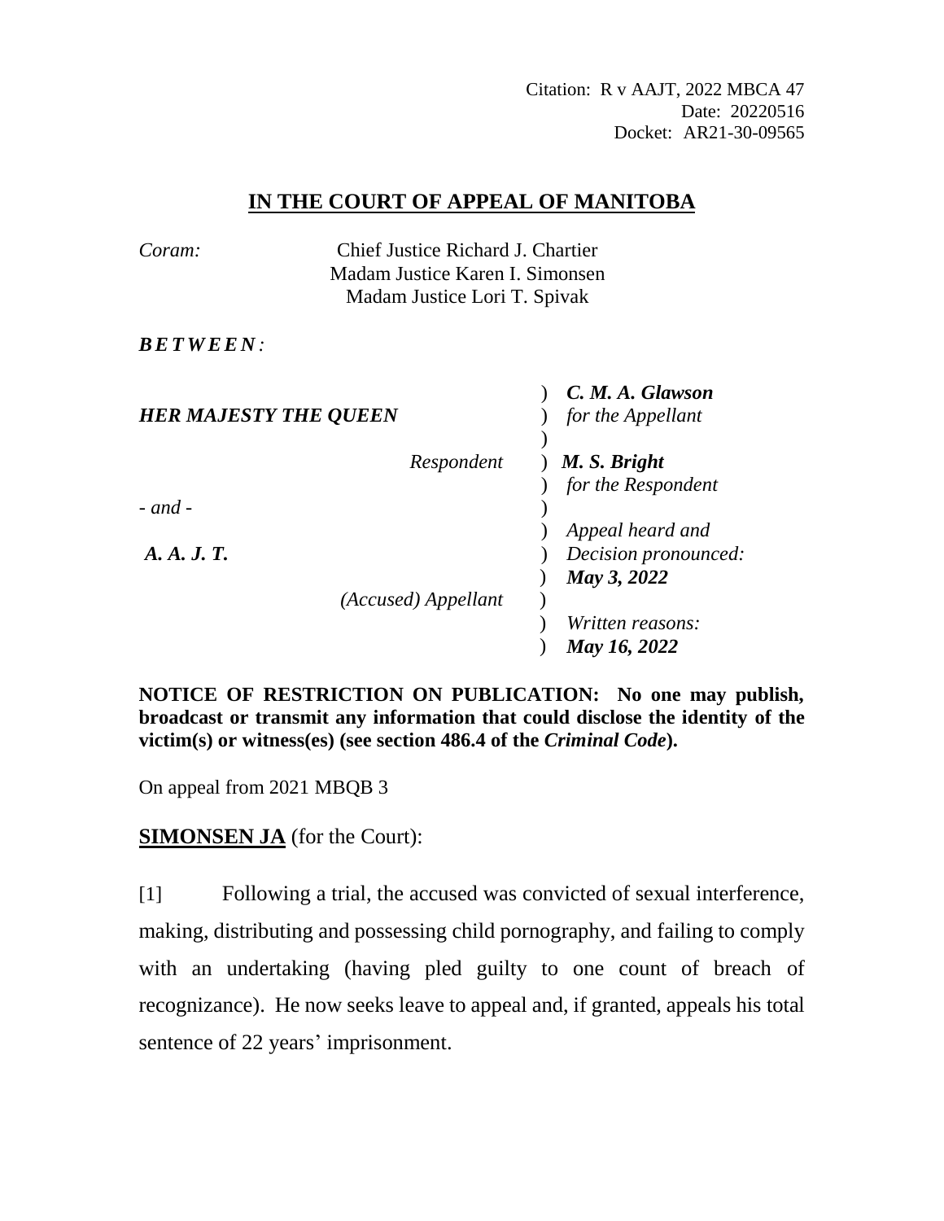Citation: R v AAJT, 2022 MBCA 47
Date: 20220516
Docket: AR21-30-09565

# IN THE COURT OF APPEAL OF MANITOBA

*Coram:* Chief Justice Richard J. Chartier
Madam Justice Karen I. Simonsen
Madam Justice Lori T. Spivak

***BETWEEN:***

| | |
|---|---|
| ***HER MAJESTY THE QUEEN*** | ***C. M. A. Glawson*** *for the Appellant* |
| *Respondent* | ***M. S. Bright*** *for the Respondent* |
| *- and -* | |
| ***A. A. J. T.*** | *Appeal heard and Decision pronounced:* ***May 3, 2022*** |
| *(Accused) Appellant* | *Written reasons:* ***May 16, 2022*** |

**NOTICE OF RESTRICTION ON PUBLICATION: No one may publish, broadcast or transmit any information that could disclose the identity of the victim(s) or witness(es) (see section 486.4 of the *Criminal Code*).**

On appeal from 2021 MBQB 3

**SIMONSEN JA** (for the Court):

[1] Following a trial, the accused was convicted of sexual interference, making, distributing and possessing child pornography, and failing to comply with an undertaking (having pled guilty to one count of breach of recognizance). He now seeks leave to appeal and, if granted, appeals his total sentence of 22 years' imprisonment.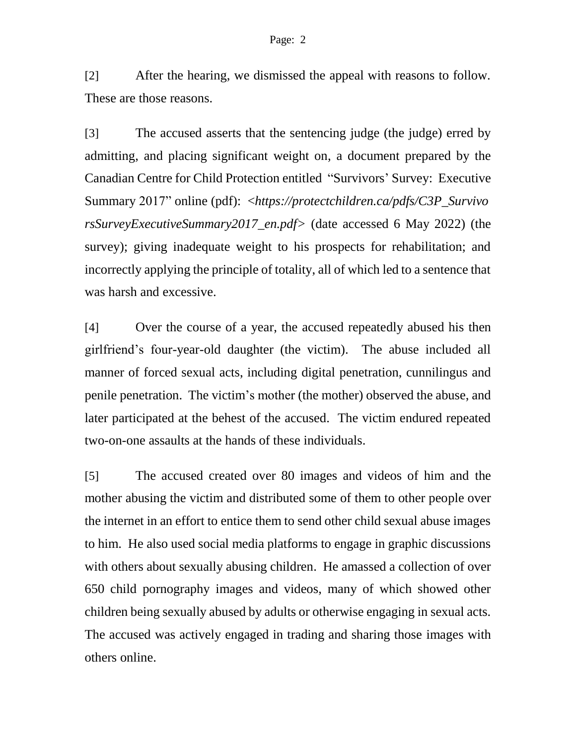[2] After the hearing, we dismissed the appeal with reasons to follow. These are those reasons.

[3] The accused asserts that the sentencing judge (the judge) erred by admitting, and placing significant weight on, a document prepared by the Canadian Centre for Child Protection entitled "Survivors' Survey: Executive Summary 2017" online (pdf): <*https://protectchildren.ca/pdfs/C3P_SurvivorsSurveyExecutiveSummary2017_en.pdf*> (date accessed 6 May 2022) (the survey); giving inadequate weight to his prospects for rehabilitation; and incorrectly applying the principle of totality, all of which led to a sentence that was harsh and excessive.

[4] Over the course of a year, the accused repeatedly abused his then girlfriend's four-year-old daughter (the victim). The abuse included all manner of forced sexual acts, including digital penetration, cunnilingus and penile penetration. The victim's mother (the mother) observed the abuse, and later participated at the behest of the accused. The victim endured repeated two-on-one assaults at the hands of these individuals.

[5] The accused created over 80 images and videos of him and the mother abusing the victim and distributed some of them to other people over the internet in an effort to entice them to send other child sexual abuse images to him. He also used social media platforms to engage in graphic discussions with others about sexually abusing children. He amassed a collection of over 650 child pornography images and videos, many of which showed other children being sexually abused by adults or otherwise engaging in sexual acts. The accused was actively engaged in trading and sharing those images with others online.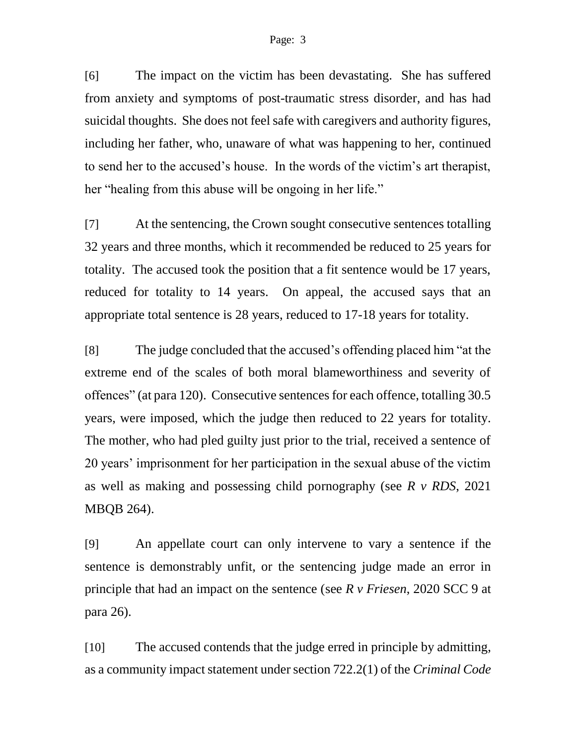[6] The impact on the victim has been devastating. She has suffered from anxiety and symptoms of post-traumatic stress disorder, and has had suicidal thoughts. She does not feel safe with caregivers and authority figures, including her father, who, unaware of what was happening to her, continued to send her to the accused's house. In the words of the victim's art therapist, her "healing from this abuse will be ongoing in her life."

[7] At the sentencing, the Crown sought consecutive sentences totalling 32 years and three months, which it recommended be reduced to 25 years for totality. The accused took the position that a fit sentence would be 17 years, reduced for totality to 14 years. On appeal, the accused says that an appropriate total sentence is 28 years, reduced to 17-18 years for totality.

[8] The judge concluded that the accused's offending placed him "at the extreme end of the scales of both moral blameworthiness and severity of offences" (at para 120). Consecutive sentences for each offence, totalling 30.5 years, were imposed, which the judge then reduced to 22 years for totality. The mother, who had pled guilty just prior to the trial, received a sentence of 20 years' imprisonment for her participation in the sexual abuse of the victim as well as making and possessing child pornography (see *R v RDS*, 2021 MBQB 264).

[9] An appellate court can only intervene to vary a sentence if the sentence is demonstrably unfit, or the sentencing judge made an error in principle that had an impact on the sentence (see *R v Friesen*, 2020 SCC 9 at para 26).

[10] The accused contends that the judge erred in principle by admitting, as a community impact statement under section 722.2(1) of the *Criminal Code*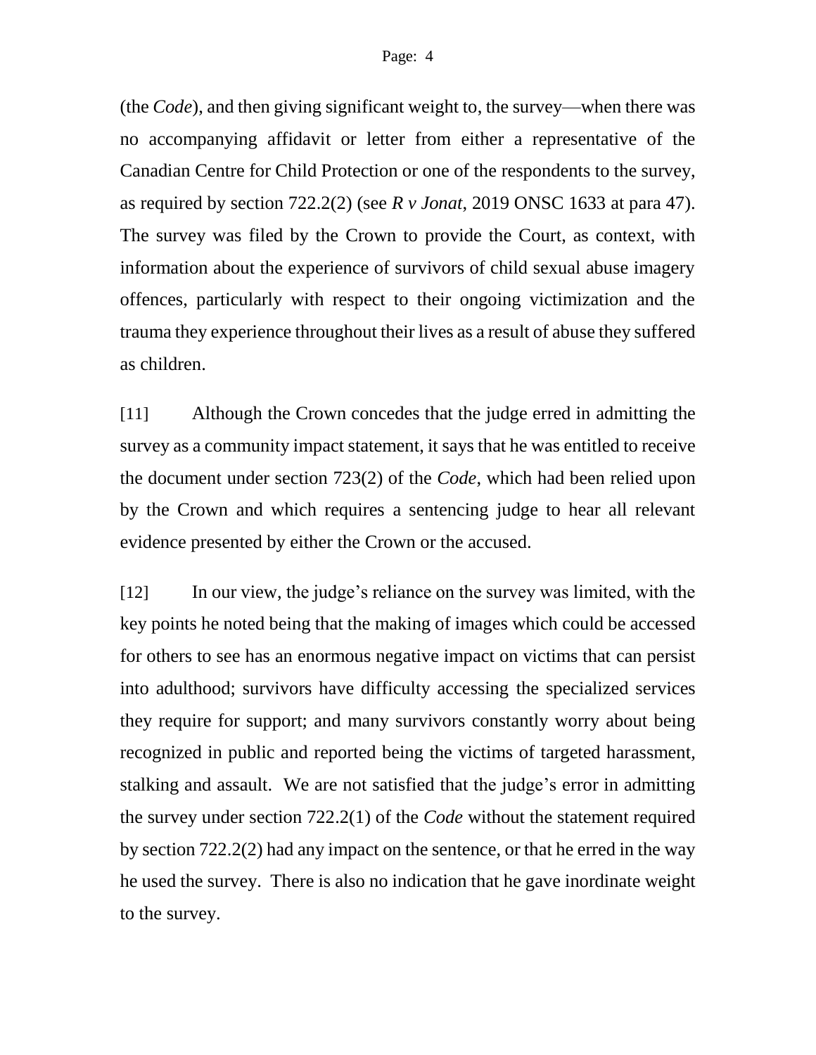(the *Code*), and then giving significant weight to, the survey—when there was no accompanying affidavit or letter from either a representative of the Canadian Centre for Child Protection or one of the respondents to the survey, as required by section 722.2(2) (see *R v Jonat*, 2019 ONSC 1633 at para 47). The survey was filed by the Crown to provide the Court, as context, with information about the experience of survivors of child sexual abuse imagery offences, particularly with respect to their ongoing victimization and the trauma they experience throughout their lives as a result of abuse they suffered as children.

[11] Although the Crown concedes that the judge erred in admitting the survey as a community impact statement, it says that he was entitled to receive the document under section 723(2) of the *Code*, which had been relied upon by the Crown and which requires a sentencing judge to hear all relevant evidence presented by either the Crown or the accused.

[12] In our view, the judge's reliance on the survey was limited, with the key points he noted being that the making of images which could be accessed for others to see has an enormous negative impact on victims that can persist into adulthood; survivors have difficulty accessing the specialized services they require for support; and many survivors constantly worry about being recognized in public and reported being the victims of targeted harassment, stalking and assault. We are not satisfied that the judge's error in admitting the survey under section 722.2(1) of the *Code* without the statement required by section 722.2(2) had any impact on the sentence, or that he erred in the way he used the survey. There is also no indication that he gave inordinate weight to the survey.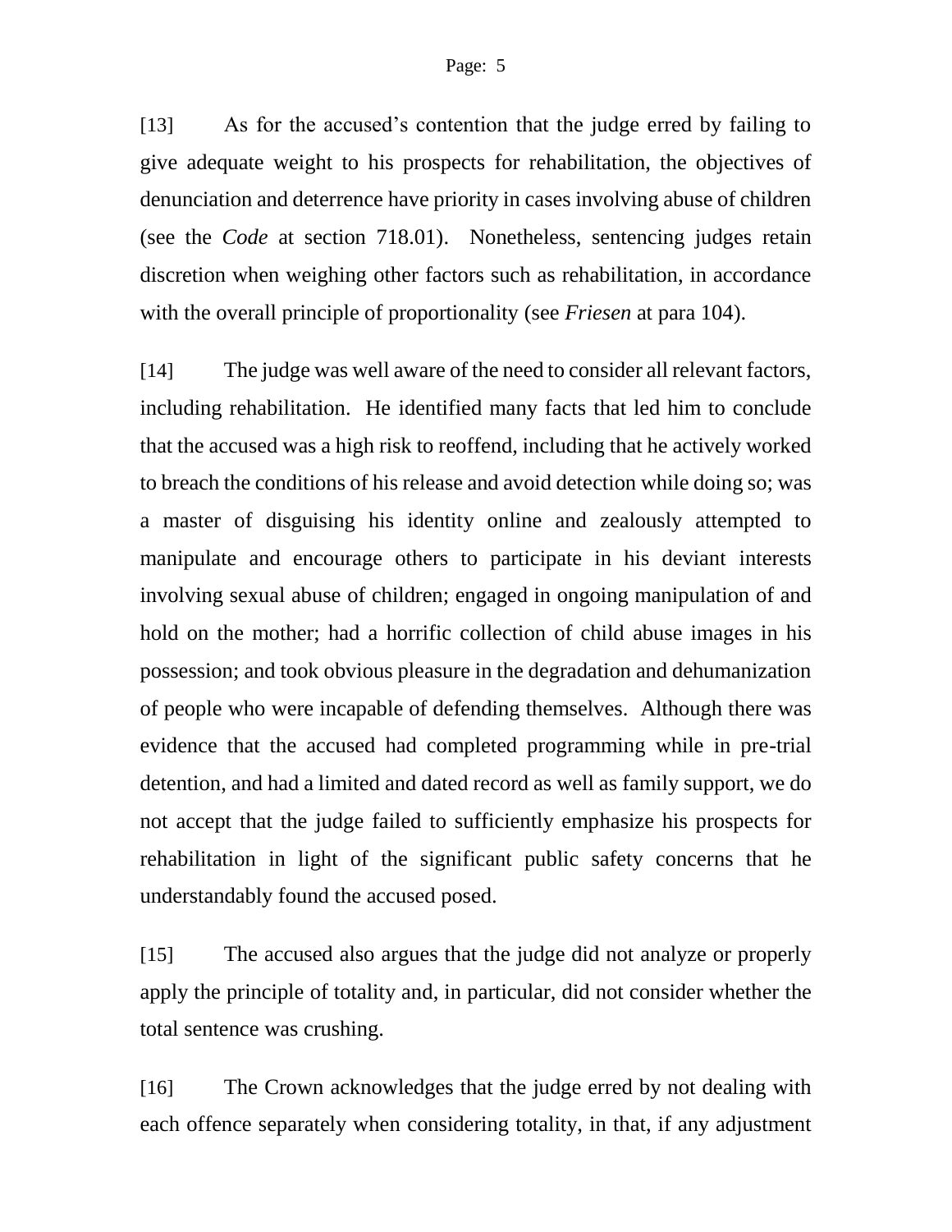[13] As for the accused's contention that the judge erred by failing to give adequate weight to his prospects for rehabilitation, the objectives of denunciation and deterrence have priority in cases involving abuse of children (see the *Code* at section 718.01). Nonetheless, sentencing judges retain discretion when weighing other factors such as rehabilitation, in accordance with the overall principle of proportionality (see *Friesen* at para 104).

[14] The judge was well aware of the need to consider all relevant factors, including rehabilitation. He identified many facts that led him to conclude that the accused was a high risk to reoffend, including that he actively worked to breach the conditions of his release and avoid detection while doing so; was a master of disguising his identity online and zealously attempted to manipulate and encourage others to participate in his deviant interests involving sexual abuse of children; engaged in ongoing manipulation of and hold on the mother; had a horrific collection of child abuse images in his possession; and took obvious pleasure in the degradation and dehumanization of people who were incapable of defending themselves. Although there was evidence that the accused had completed programming while in pre-trial detention, and had a limited and dated record as well as family support, we do not accept that the judge failed to sufficiently emphasize his prospects for rehabilitation in light of the significant public safety concerns that he understandably found the accused posed.

[15] The accused also argues that the judge did not analyze or properly apply the principle of totality and, in particular, did not consider whether the total sentence was crushing.

[16] The Crown acknowledges that the judge erred by not dealing with each offence separately when considering totality, in that, if any adjustment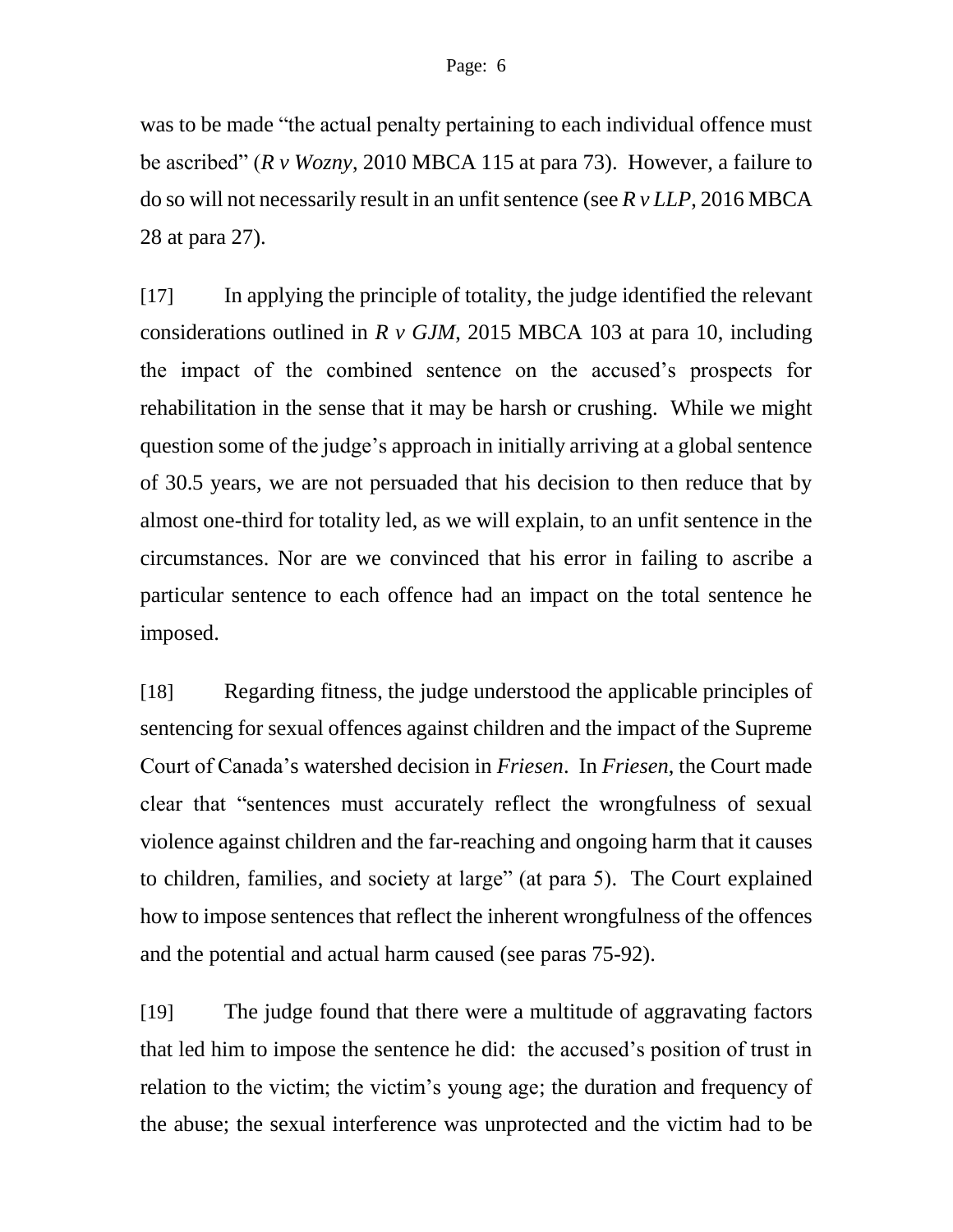was to be made "the actual penalty pertaining to each individual offence must be ascribed" (*R v Wozny*, 2010 MBCA 115 at para 73). However, a failure to do so will not necessarily result in an unfit sentence (see *R v LLP*, 2016 MBCA 28 at para 27).

[17] In applying the principle of totality, the judge identified the relevant considerations outlined in *R v GJM*, 2015 MBCA 103 at para 10, including the impact of the combined sentence on the accused's prospects for rehabilitation in the sense that it may be harsh or crushing. While we might question some of the judge's approach in initially arriving at a global sentence of 30.5 years, we are not persuaded that his decision to then reduce that by almost one-third for totality led, as we will explain, to an unfit sentence in the circumstances. Nor are we convinced that his error in failing to ascribe a particular sentence to each offence had an impact on the total sentence he imposed.

[18] Regarding fitness, the judge understood the applicable principles of sentencing for sexual offences against children and the impact of the Supreme Court of Canada's watershed decision in *Friesen*. In *Friesen*, the Court made clear that "sentences must accurately reflect the wrongfulness of sexual violence against children and the far-reaching and ongoing harm that it causes to children, families, and society at large" (at para 5). The Court explained how to impose sentences that reflect the inherent wrongfulness of the offences and the potential and actual harm caused (see paras 75-92).

[19] The judge found that there were a multitude of aggravating factors that led him to impose the sentence he did: the accused's position of trust in relation to the victim; the victim's young age; the duration and frequency of the abuse; the sexual interference was unprotected and the victim had to be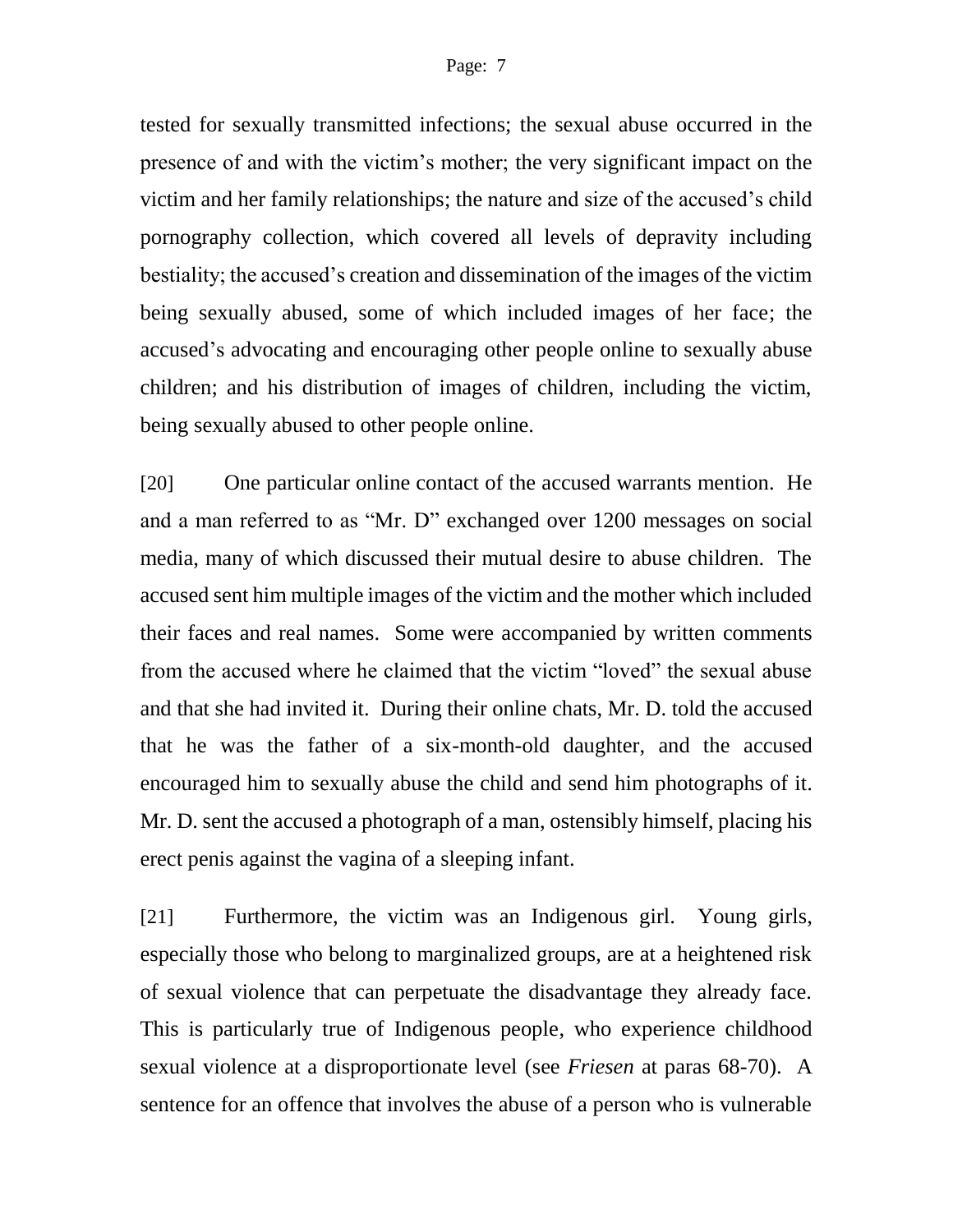tested for sexually transmitted infections; the sexual abuse occurred in the presence of and with the victim's mother; the very significant impact on the victim and her family relationships; the nature and size of the accused's child pornography collection, which covered all levels of depravity including bestiality; the accused's creation and dissemination of the images of the victim being sexually abused, some of which included images of her face; the accused's advocating and encouraging other people online to sexually abuse children; and his distribution of images of children, including the victim, being sexually abused to other people online.

[20] One particular online contact of the accused warrants mention. He and a man referred to as "Mr. D" exchanged over 1200 messages on social media, many of which discussed their mutual desire to abuse children. The accused sent him multiple images of the victim and the mother which included their faces and real names. Some were accompanied by written comments from the accused where he claimed that the victim "loved" the sexual abuse and that she had invited it. During their online chats, Mr. D. told the accused that he was the father of a six-month-old daughter, and the accused encouraged him to sexually abuse the child and send him photographs of it. Mr. D. sent the accused a photograph of a man, ostensibly himself, placing his erect penis against the vagina of a sleeping infant.

[21] Furthermore, the victim was an Indigenous girl. Young girls, especially those who belong to marginalized groups, are at a heightened risk of sexual violence that can perpetuate the disadvantage they already face. This is particularly true of Indigenous people, who experience childhood sexual violence at a disproportionate level (see *Friesen* at paras 68-70). A sentence for an offence that involves the abuse of a person who is vulnerable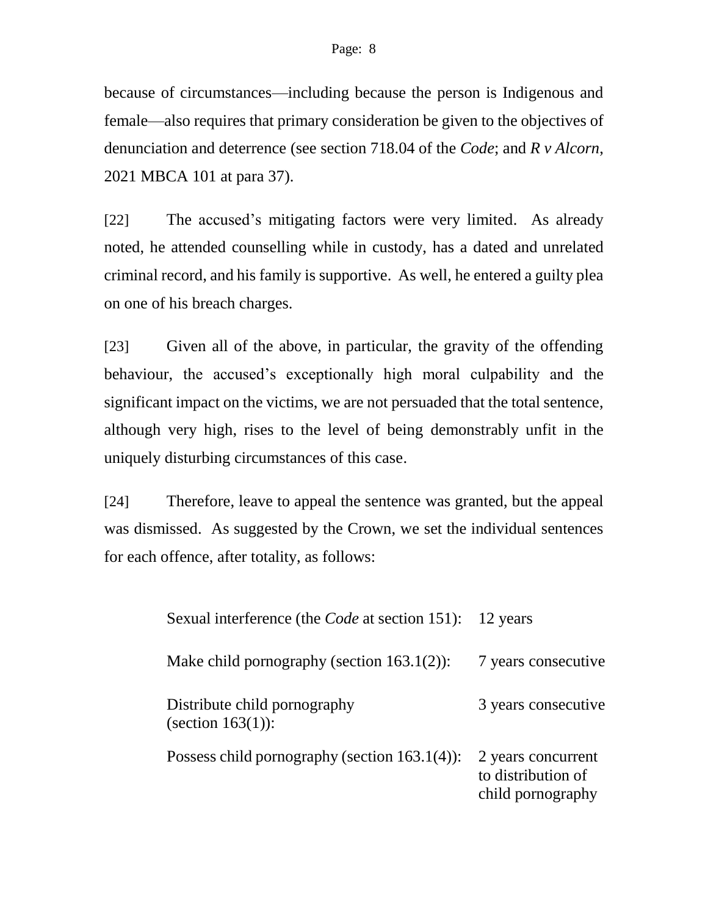because of circumstances—including because the person is Indigenous and female—also requires that primary consideration be given to the objectives of denunciation and deterrence (see section 718.04 of the *Code*; and *R v Alcorn*, 2021 MBCA 101 at para 37).

[22] The accused's mitigating factors were very limited. As already noted, he attended counselling while in custody, has a dated and unrelated criminal record, and his family is supportive. As well, he entered a guilty plea on one of his breach charges.

[23] Given all of the above, in particular, the gravity of the offending behaviour, the accused's exceptionally high moral culpability and the significant impact on the victims, we are not persuaded that the total sentence, although very high, rises to the level of being demonstrably unfit in the uniquely disturbing circumstances of this case.

[24] Therefore, leave to appeal the sentence was granted, but the appeal was dismissed. As suggested by the Crown, we set the individual sentences for each offence, after totality, as follows:

| | |
|---|---|
| Sexual interference (the *Code* at section 151): | 12 years |
| Make child pornography (section 163.1(2)): | 7 years consecutive |
| Distribute child pornography (section 163(1)): | 3 years consecutive |
| Possess child pornography (section 163.1(4)): | 2 years concurrent to distribution of child pornography |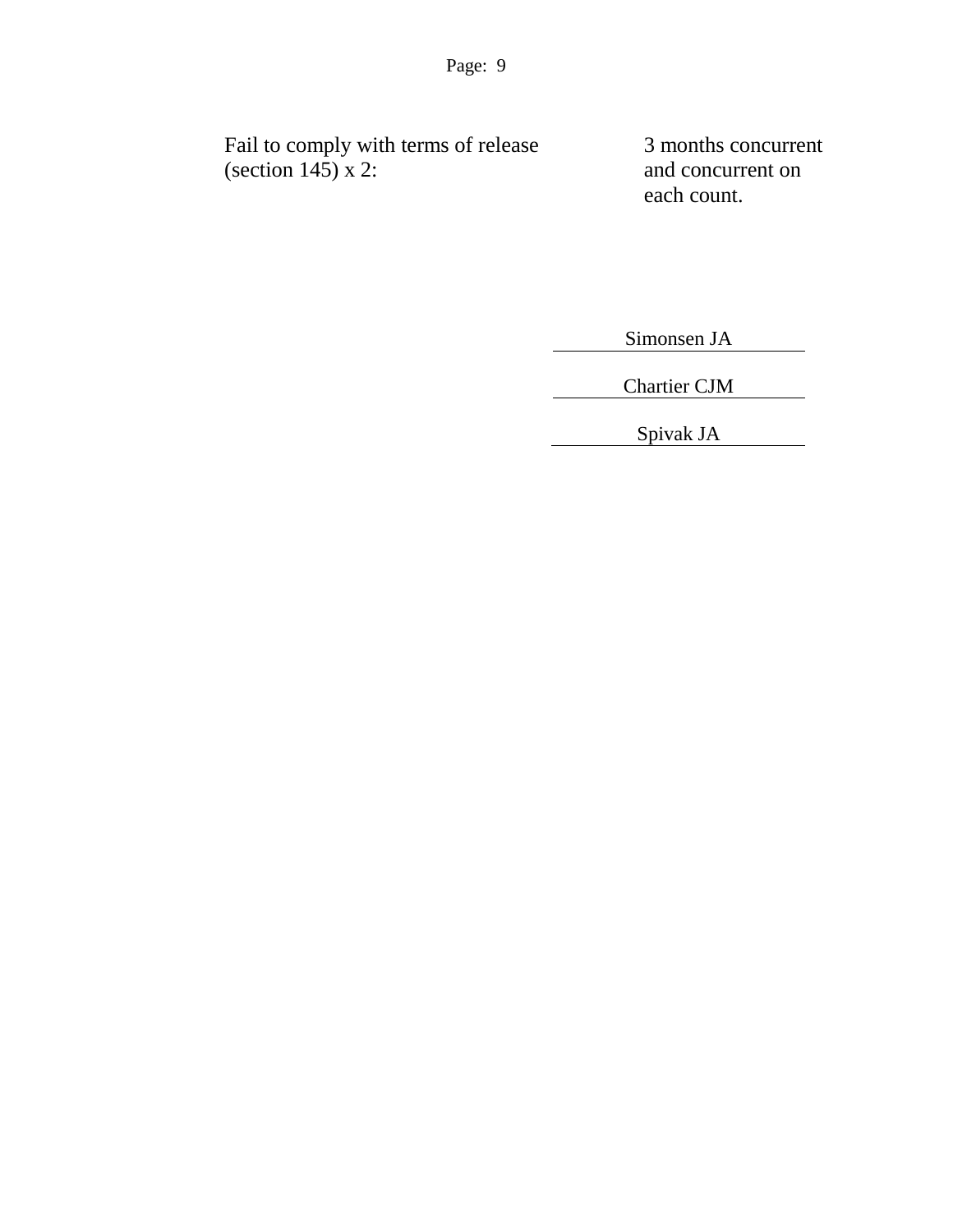| | |
|---|---|
| Fail to comply with terms of release (section 145) x 2: | 3 months concurrent and concurrent on each count. |

Simonsen JA

Chartier CJM

Spivak JA